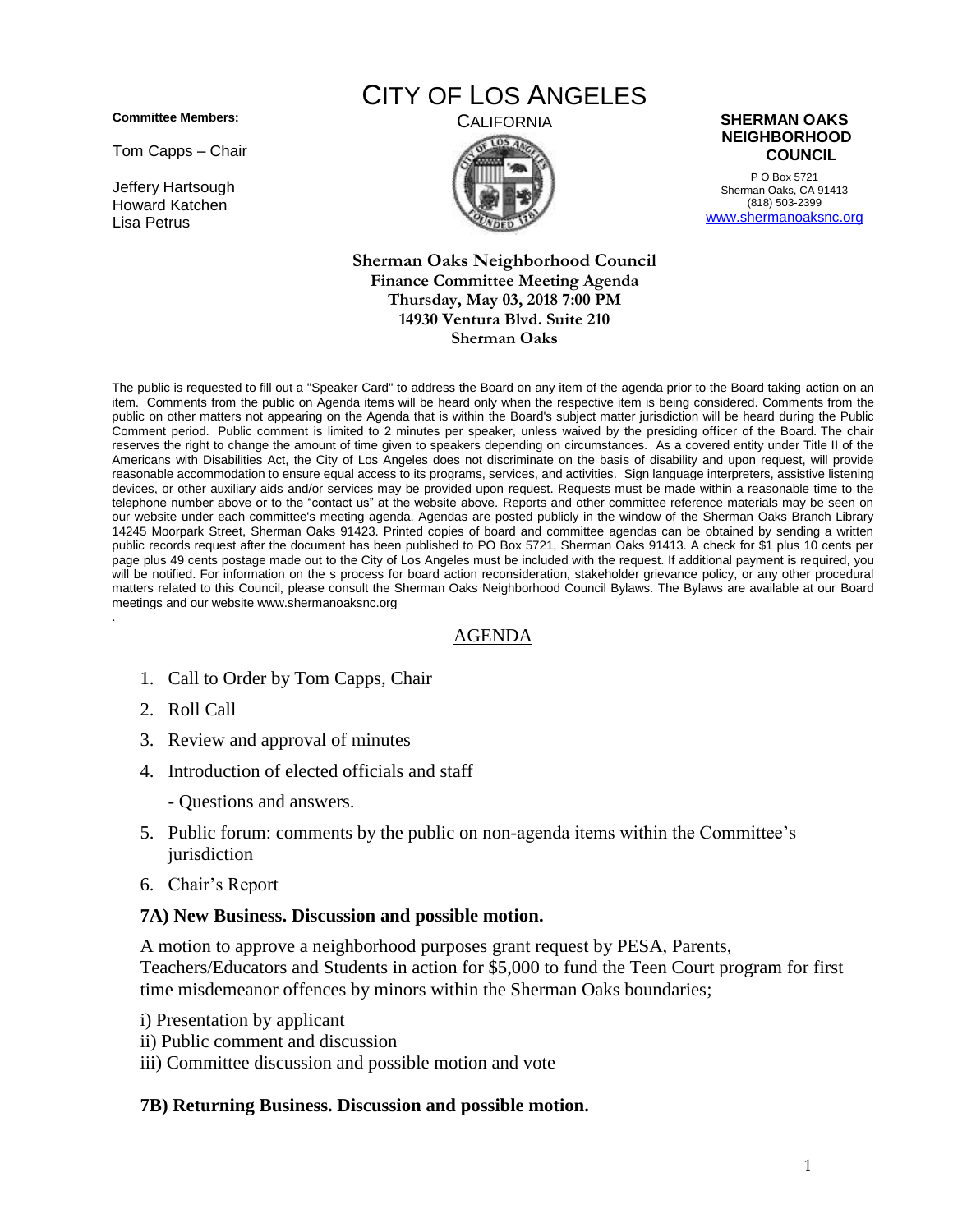**Committee Members:**

Tom Capps – Chair

Jeffery Hartsough
Howard Katchen
Lisa Petrus

# CITY OF LOS ANGELES

CALIFORNIA

**SHERMAN OAKS NEIGHBORHOOD COUNCIL**

P O Box 5721
Sherman Oaks, CA 91413
(818) 503-2399
www.shermanoaksnc.org

**Sherman Oaks Neighborhood Council**
**Finance Committee Meeting Agenda**
**Thursday, May 03, 2018 7:00 PM**
**14930 Ventura Blvd. Suite 210**
**Sherman Oaks**

The public is requested to fill out a "Speaker Card" to address the Board on any item of the agenda prior to the Board taking action on an item. Comments from the public on Agenda items will be heard only when the respective item is being considered. Comments from the public on other matters not appearing on the Agenda that is within the Board's subject matter jurisdiction will be heard during the Public Comment period. Public comment is limited to 2 minutes per speaker, unless waived by the presiding officer of the Board. The chair reserves the right to change the amount of time given to speakers depending on circumstances. As a covered entity under Title II of the Americans with Disabilities Act, the City of Los Angeles does not discriminate on the basis of disability and upon request, will provide reasonable accommodation to ensure equal access to its programs, services, and activities. Sign language interpreters, assistive listening devices, or other auxiliary aids and/or services may be provided upon request. Requests must be made within a reasonable time to the telephone number above or to the "contact us" at the website above. Reports and other committee reference materials may be seen on our website under each committee's meeting agenda. Agendas are posted publicly in the window of the Sherman Oaks Branch Library 14245 Moorpark Street, Sherman Oaks 91423. Printed copies of board and committee agendas can be obtained by sending a written public records request after the document has been published to PO Box 5721, Sherman Oaks 91413. A check for $1 plus 10 cents per page plus 49 cents postage made out to the City of Los Angeles must be included with the request. If additional payment is required, you will be notified. For information on the s process for board action reconsideration, stakeholder grievance policy, or any other procedural matters related to this Council, please consult the Sherman Oaks Neighborhood Council Bylaws. The Bylaws are available at our Board meetings and our website www.shermanoaksnc.org

## AGENDA

1. Call to Order by Tom Capps, Chair
2. Roll Call
3. Review and approval of minutes
4. Introduction of elected officials and staff

   - Questions and answers.
5. Public forum: comments by the public on non-agenda items within the Committee's jurisdiction
6. Chair's Report

**7A) New Business. Discussion and possible motion.**

A motion to approve a neighborhood purposes grant request by PESA, Parents, Teachers/Educators and Students in action for $5,000 to fund the Teen Court program for first time misdemeanor offences by minors within the Sherman Oaks boundaries;

i) Presentation by applicant
ii) Public comment and discussion
iii) Committee discussion and possible motion and vote

**7B) Returning Business. Discussion and possible motion.**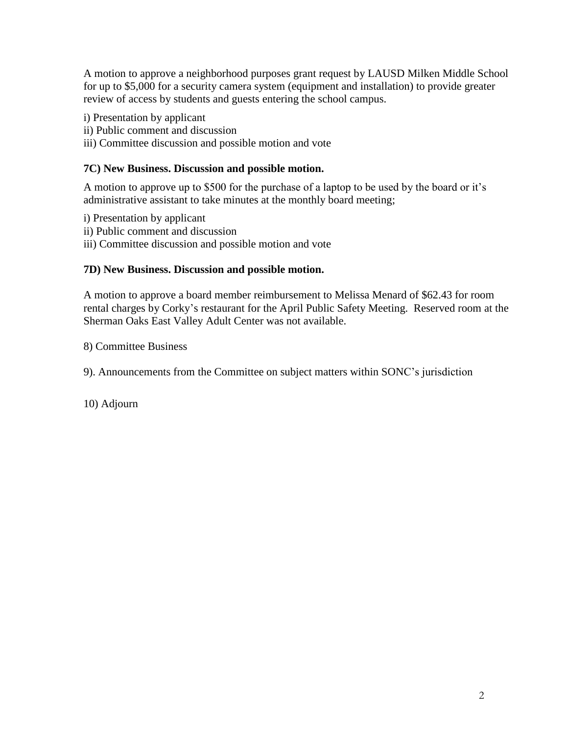A motion to approve a neighborhood purposes grant request by LAUSD Milken Middle School for up to $5,000 for a security camera system (equipment and installation) to provide greater review of access by students and guests entering the school campus.

i) Presentation by applicant
ii) Public comment and discussion
iii) Committee discussion and possible motion and vote

**7C) New Business. Discussion and possible motion.**

A motion to approve up to $500 for the purchase of a laptop to be used by the board or it's administrative assistant to take minutes at the monthly board meeting;

i) Presentation by applicant
ii) Public comment and discussion
iii) Committee discussion and possible motion and vote

**7D) New Business. Discussion and possible motion.**

A motion to approve a board member reimbursement to Melissa Menard of $62.43 for room rental charges by Corky's restaurant for the April Public Safety Meeting. Reserved room at the Sherman Oaks East Valley Adult Center was not available.

8) Committee Business

9). Announcements from the Committee on subject matters within SONC's jurisdiction

10) Adjourn